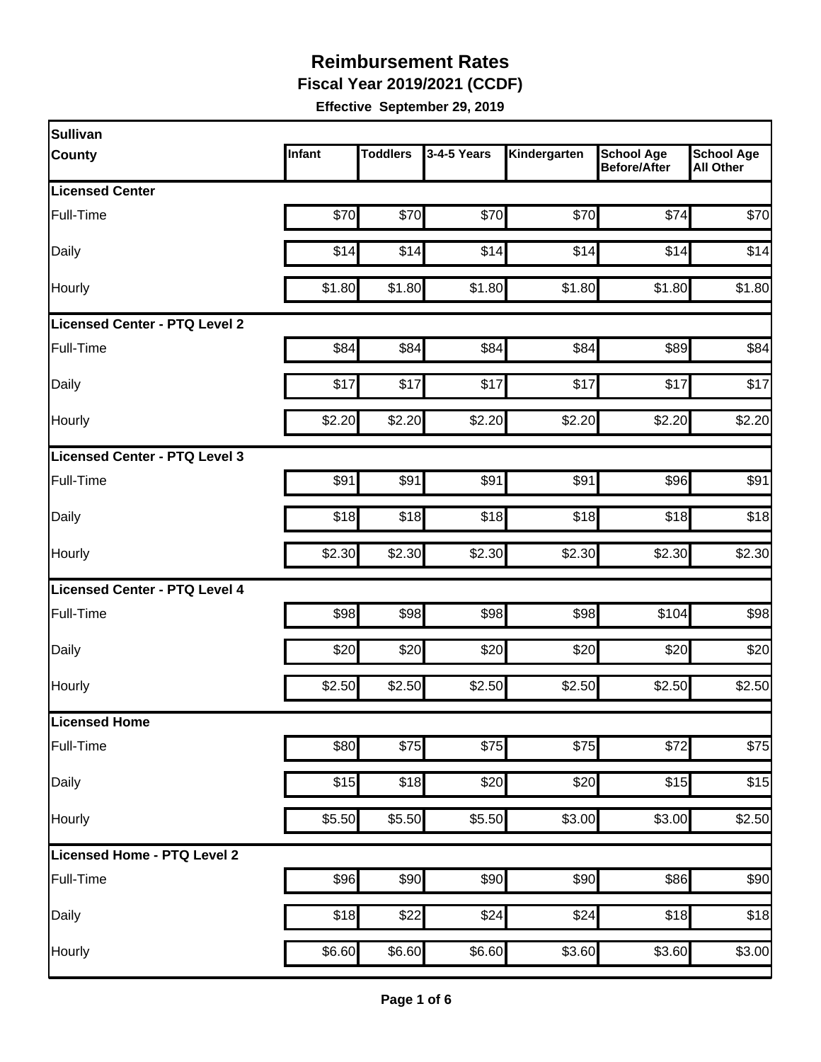# Reimbursement Rates

**Fiscal Year 2019/2021 (CCDF)**

**Effective September 29, 2019**

| Sullivan County | Infant | Toddlers | 3-4-5 Years | Kindergarten | School Age Before/After | School Age All Other |
|---|---|---|---|---|---|---|
| **Licensed Center** | | | | | | |
| Full-Time | $70 | $70 | $70 | $70 | $74 | $70 |
| Daily | $14 | $14 | $14 | $14 | $14 | $14 |
| Hourly | $1.80 | $1.80 | $1.80 | $1.80 | $1.80 | $1.80 |
| **Licensed Center - PTQ Level 2** | | | | | | |
| Full-Time | $84 | $84 | $84 | $84 | $89 | $84 |
| Daily | $17 | $17 | $17 | $17 | $17 | $17 |
| Hourly | $2.20 | $2.20 | $2.20 | $2.20 | $2.20 | $2.20 |
| **Licensed Center - PTQ Level 3** | | | | | | |
| Full-Time | $91 | $91 | $91 | $91 | $96 | $91 |
| Daily | $18 | $18 | $18 | $18 | $18 | $18 |
| Hourly | $2.30 | $2.30 | $2.30 | $2.30 | $2.30 | $2.30 |
| **Licensed Center - PTQ Level 4** | | | | | | |
| Full-Time | $98 | $98 | $98 | $98 | $104 | $98 |
| Daily | $20 | $20 | $20 | $20 | $20 | $20 |
| Hourly | $2.50 | $2.50 | $2.50 | $2.50 | $2.50 | $2.50 |
| **Licensed Home** | | | | | | |
| Full-Time | $80 | $75 | $75 | $75 | $72 | $75 |
| Daily | $15 | $18 | $20 | $20 | $15 | $15 |
| Hourly | $5.50 | $5.50 | $5.50 | $3.00 | $3.00 | $2.50 |
| **Licensed Home - PTQ Level 2** | | | | | | |
| Full-Time | $96 | $90 | $90 | $90 | $86 | $90 |
| Daily | $18 | $22 | $24 | $24 | $18 | $18 |
| Hourly | $6.60 | $6.60 | $6.60 | $3.60 | $3.60 | $3.00 |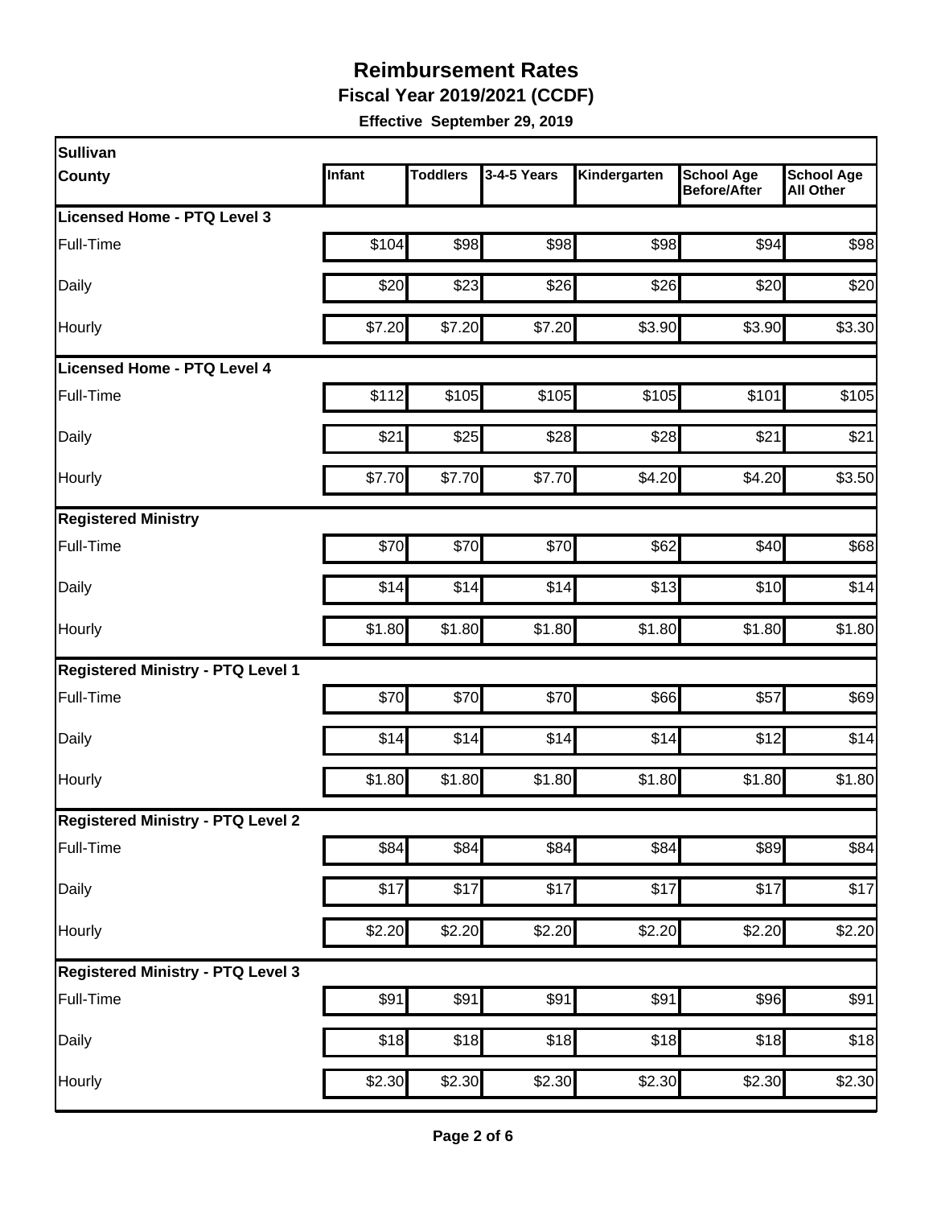# Reimbursement Rates

**Fiscal Year 2019/2021 (CCDF)**

**Effective September 29, 2019**

| Sullivan County | Infant | Toddlers | 3-4-5 Years | Kindergarten | School Age Before/After | School Age All Other |
|---|---|---|---|---|---|---|
| **Licensed Home - PTQ Level 3** | | | | | | |
| Full-Time | $104 | $98 | $98 | $98 | $94 | $98 |
| Daily | $20 | $23 | $26 | $26 | $20 | $20 |
| Hourly | $7.20 | $7.20 | $7.20 | $3.90 | $3.90 | $3.30 |
| **Licensed Home - PTQ Level 4** | | | | | | |
| Full-Time | $112 | $105 | $105 | $105 | $101 | $105 |
| Daily | $21 | $25 | $28 | $28 | $21 | $21 |
| Hourly | $7.70 | $7.70 | $7.70 | $4.20 | $4.20 | $3.50 |
| **Registered Ministry** | | | | | | |
| Full-Time | $70 | $70 | $70 | $62 | $40 | $68 |
| Daily | $14 | $14 | $14 | $13 | $10 | $14 |
| Hourly | $1.80 | $1.80 | $1.80 | $1.80 | $1.80 | $1.80 |
| **Registered Ministry - PTQ Level 1** | | | | | | |
| Full-Time | $70 | $70 | $70 | $66 | $57 | $69 |
| Daily | $14 | $14 | $14 | $14 | $12 | $14 |
| Hourly | $1.80 | $1.80 | $1.80 | $1.80 | $1.80 | $1.80 |
| **Registered Ministry - PTQ Level 2** | | | | | | |
| Full-Time | $84 | $84 | $84 | $84 | $89 | $84 |
| Daily | $17 | $17 | $17 | $17 | $17 | $17 |
| Hourly | $2.20 | $2.20 | $2.20 | $2.20 | $2.20 | $2.20 |
| **Registered Ministry - PTQ Level 3** | | | | | | |
| Full-Time | $91 | $91 | $91 | $91 | $96 | $91 |
| Daily | $18 | $18 | $18 | $18 | $18 | $18 |
| Hourly | $2.30 | $2.30 | $2.30 | $2.30 | $2.30 | $2.30 |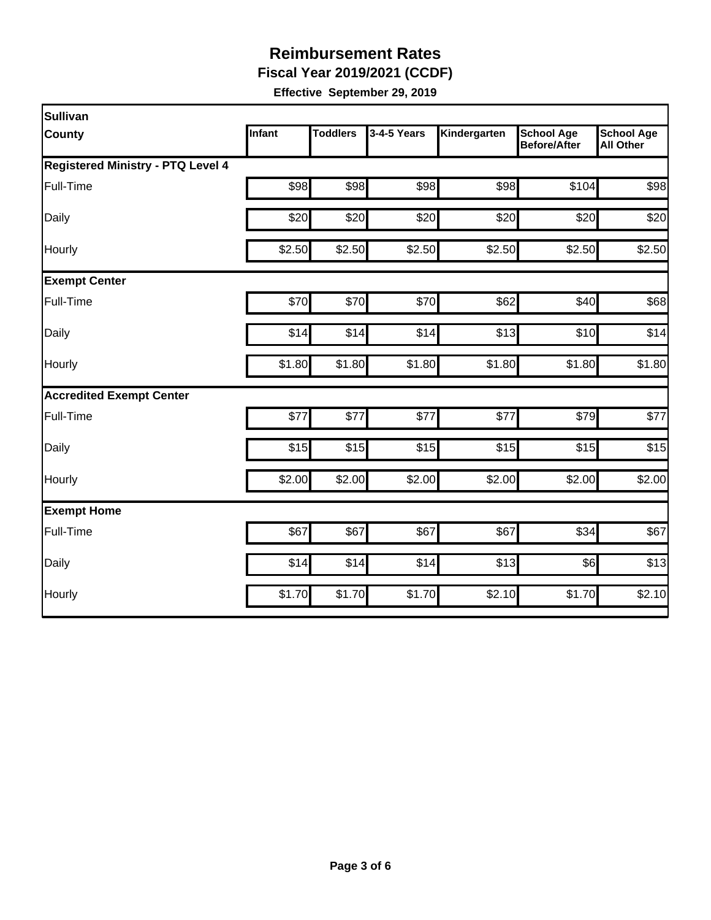# Reimbursement Rates

**Fiscal Year 2019/2021 (CCDF)**

**Effective September 29, 2019**

| Sullivan County | Infant | Toddlers | 3-4-5 Years | Kindergarten | School Age Before/After | School Age All Other |
|---|---|---|---|---|---|---|
| **Registered Ministry - PTQ Level 4** | | | | | | |
| Full-Time | $98 | $98 | $98 | $98 | $104 | $98 |
| Daily | $20 | $20 | $20 | $20 | $20 | $20 |
| Hourly | $2.50 | $2.50 | $2.50 | $2.50 | $2.50 | $2.50 |
| **Exempt Center** | | | | | | |
| Full-Time | $70 | $70 | $70 | $62 | $40 | $68 |
| Daily | $14 | $14 | $14 | $13 | $10 | $14 |
| Hourly | $1.80 | $1.80 | $1.80 | $1.80 | $1.80 | $1.80 |
| **Accredited Exempt Center** | | | | | | |
| Full-Time | $77 | $77 | $77 | $77 | $79 | $77 |
| Daily | $15 | $15 | $15 | $15 | $15 | $15 |
| Hourly | $2.00 | $2.00 | $2.00 | $2.00 | $2.00 | $2.00 |
| **Exempt Home** | | | | | | |
| Full-Time | $67 | $67 | $67 | $67 | $34 | $67 |
| Daily | $14 | $14 | $14 | $13 | $6 | $13 |
| Hourly | $1.70 | $1.70 | $1.70 | $2.10 | $1.70 | $2.10 |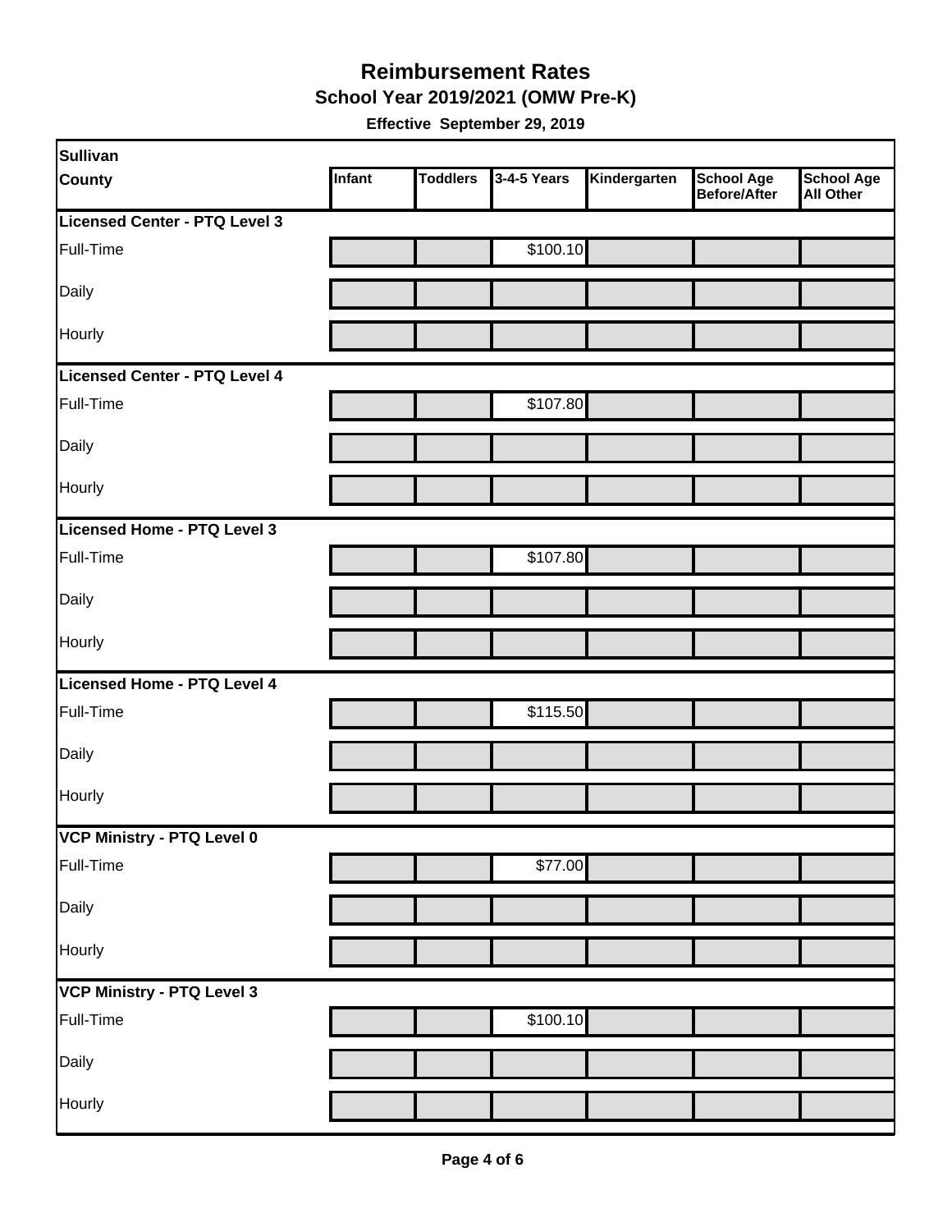# Reimbursement Rates

**School Year 2019/2021 (OMW Pre-K)**

**Effective September 29, 2019**

| Sullivan County | Infant | Toddlers | 3-4-5 Years | Kindergarten | School Age Before/After | School Age All Other |
|---|---|---|---|---|---|---|
| **Licensed Center - PTQ Level 3** | | | | | | |
| Full-Time | | | $100.10 | | | |
| Daily | | | | | | |
| Hourly | | | | | | |
| **Licensed Center - PTQ Level 4** | | | | | | |
| Full-Time | | | $107.80 | | | |
| Daily | | | | | | |
| Hourly | | | | | | |
| **Licensed Home - PTQ Level 3** | | | | | | |
| Full-Time | | | $107.80 | | | |
| Daily | | | | | | |
| Hourly | | | | | | |
| **Licensed Home - PTQ Level 4** | | | | | | |
| Full-Time | | | $115.50 | | | |
| Daily | | | | | | |
| Hourly | | | | | | |
| **VCP Ministry - PTQ Level 0** | | | | | | |
| Full-Time | | | $77.00 | | | |
| Daily | | | | | | |
| Hourly | | | | | | |
| **VCP Ministry - PTQ Level 3** | | | | | | |
| Full-Time | | | $100.10 | | | |
| Daily | | | | | | |
| Hourly | | | | | | |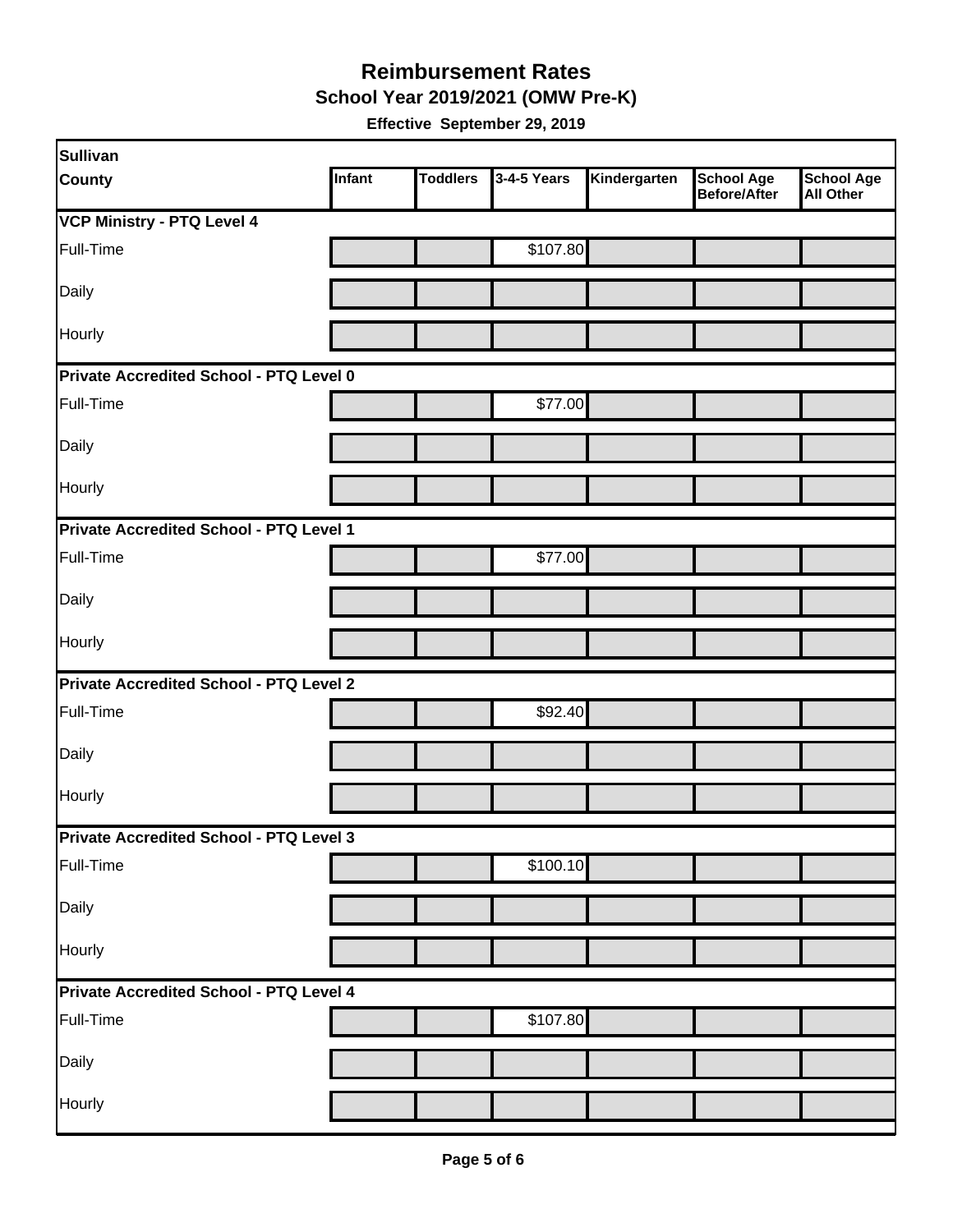# Reimbursement Rates

## School Year 2019/2021 (OMW Pre-K)

**Effective September 29, 2019**

| Sullivan County | Infant | Toddlers | 3-4-5 Years | Kindergarten | School Age Before/After | School Age All Other |
|---|---|---|---|---|---|---|
| **VCP Ministry - PTQ Level 4** | | | | | | |
| Full-Time | | | $107.80 | | | |
| Daily | | | | | | |
| Hourly | | | | | | |
| **Private Accredited School - PTQ Level 0** | | | | | | |
| Full-Time | | | $77.00 | | | |
| Daily | | | | | | |
| Hourly | | | | | | |
| **Private Accredited School - PTQ Level 1** | | | | | | |
| Full-Time | | | $77.00 | | | |
| Daily | | | | | | |
| Hourly | | | | | | |
| **Private Accredited School - PTQ Level 2** | | | | | | |
| Full-Time | | | $92.40 | | | |
| Daily | | | | | | |
| Hourly | | | | | | |
| **Private Accredited School - PTQ Level 3** | | | | | | |
| Full-Time | | | $100.10 | | | |
| Daily | | | | | | |
| Hourly | | | | | | |
| **Private Accredited School - PTQ Level 4** | | | | | | |
| Full-Time | | | $107.80 | | | |
| Daily | | | | | | |
| Hourly | | | | | | |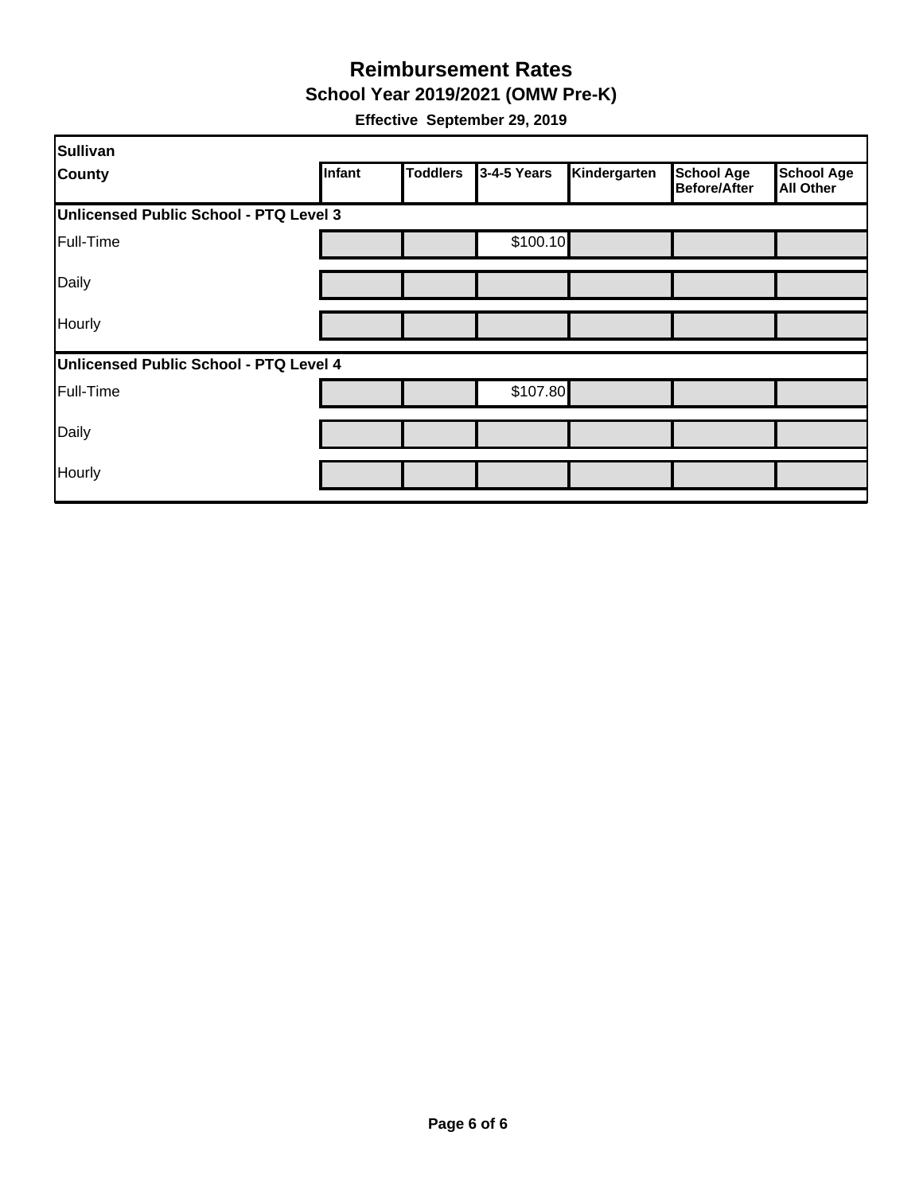# Reimbursement Rates

## School Year 2019/2021 (OMW Pre-K)

**Effective September 29, 2019**

| Sullivan County | Infant | Toddlers | 3-4-5 Years | Kindergarten | School Age Before/After | School Age All Other |
|---|---|---|---|---|---|---|
| **Unlicensed Public School - PTQ Level 3** | | | | | | |
| Full-Time | | | $100.10 | | | |
| Daily | | | | | | |
| Hourly | | | | | | |
| **Unlicensed Public School - PTQ Level 4** | | | | | | |
| Full-Time | | | $107.80 | | | |
| Daily | | | | | | |
| Hourly | | | | | | |